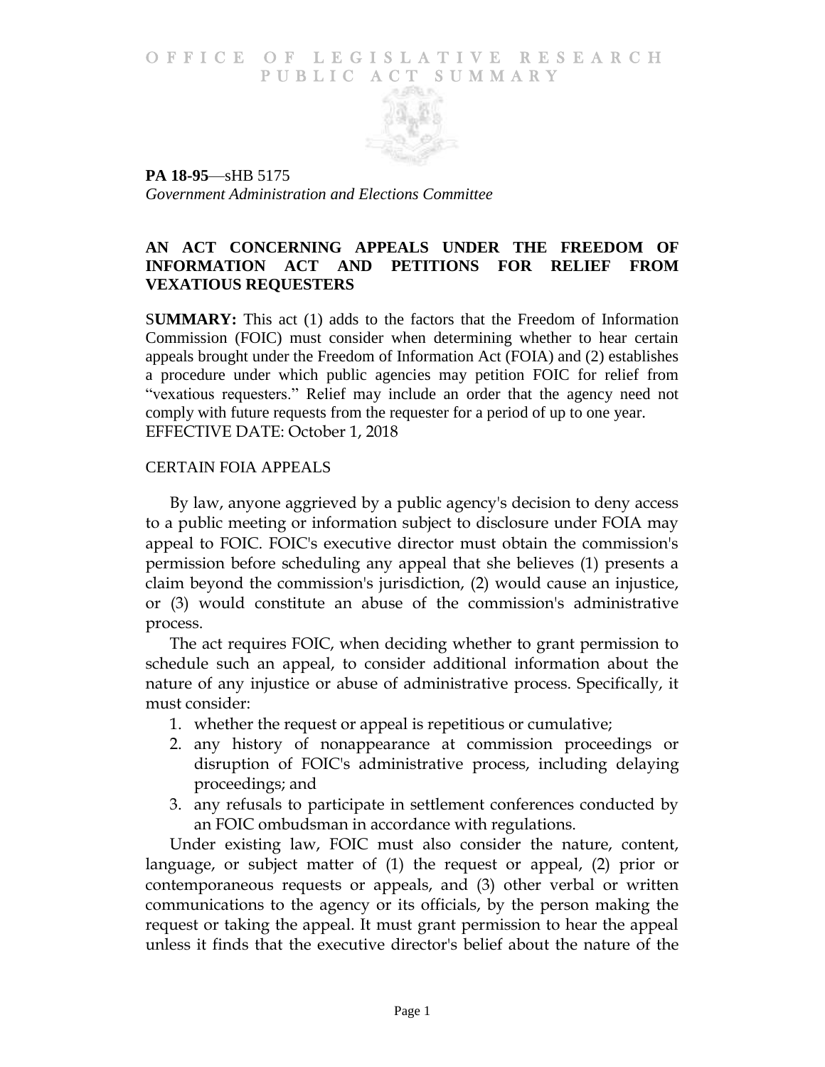# OFFICE OF LEGISLATIVE RESEARCH PUBLIC ACT SUMMARY

**PA 18-95**—sHB 5175
*Government Administration and Elections Committee*

## AN ACT CONCERNING APPEALS UNDER THE FREEDOM OF INFORMATION ACT AND PETITIONS FOR RELIEF FROM VEXATIOUS REQUESTERS

**SUMMARY:** This act (1) adds to the factors that the Freedom of Information Commission (FOIC) must consider when determining whether to hear certain appeals brought under the Freedom of Information Act (FOIA) and (2) establishes a procedure under which public agencies may petition FOIC for relief from "vexatious requesters." Relief may include an order that the agency need not comply with future requests from the requester for a period of up to one year.
EFFECTIVE DATE: October 1, 2018

## CERTAIN FOIA APPEALS

By law, anyone aggrieved by a public agency's decision to deny access to a public meeting or information subject to disclosure under FOIA may appeal to FOIC. FOIC's executive director must obtain the commission's permission before scheduling any appeal that she believes (1) presents a claim beyond the commission's jurisdiction, (2) would cause an injustice, or (3) would constitute an abuse of the commission's administrative process.

The act requires FOIC, when deciding whether to grant permission to schedule such an appeal, to consider additional information about the nature of any injustice or abuse of administrative process. Specifically, it must consider:

1. whether the request or appeal is repetitious or cumulative;
2. any history of nonappearance at commission proceedings or disruption of FOIC's administrative process, including delaying proceedings; and
3. any refusals to participate in settlement conferences conducted by an FOIC ombudsman in accordance with regulations.

Under existing law, FOIC must also consider the nature, content, language, or subject matter of (1) the request or appeal, (2) prior or contemporaneous requests or appeals, and (3) other verbal or written communications to the agency or its officials, by the person making the request or taking the appeal. It must grant permission to hear the appeal unless it finds that the executive director's belief about the nature of the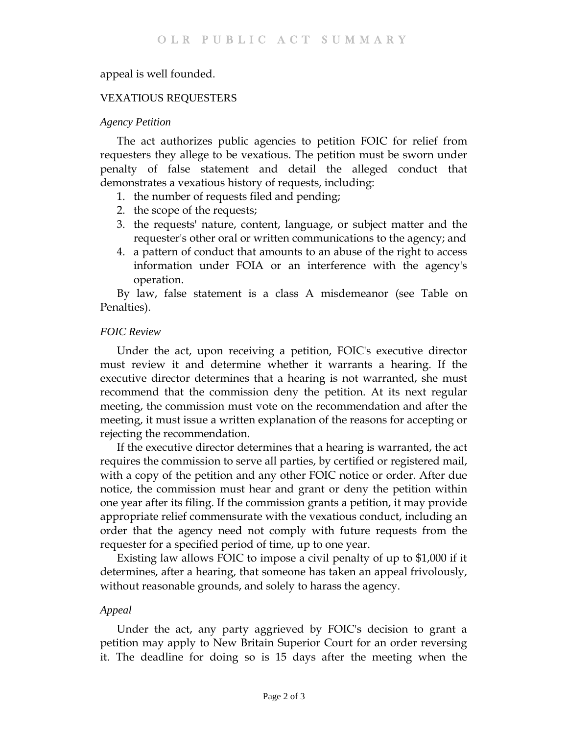appeal is well founded.

## VEXATIOUS REQUESTERS

### *Agency Petition*

The act authorizes public agencies to petition FOIC for relief from requesters they allege to be vexatious. The petition must be sworn under penalty of false statement and detail the alleged conduct that demonstrates a vexatious history of requests, including:

1. the number of requests filed and pending;
2. the scope of the requests;
3. the requests' nature, content, language, or subject matter and the requester's other oral or written communications to the agency; and
4. a pattern of conduct that amounts to an abuse of the right to access information under FOIA or an interference with the agency's operation.

By law, false statement is a class A misdemeanor (see Table on Penalties).

### *FOIC Review*

Under the act, upon receiving a petition, FOIC's executive director must review it and determine whether it warrants a hearing. If the executive director determines that a hearing is not warranted, she must recommend that the commission deny the petition. At its next regular meeting, the commission must vote on the recommendation and after the meeting, it must issue a written explanation of the reasons for accepting or rejecting the recommendation.

If the executive director determines that a hearing is warranted, the act requires the commission to serve all parties, by certified or registered mail, with a copy of the petition and any other FOIC notice or order. After due notice, the commission must hear and grant or deny the petition within one year after its filing. If the commission grants a petition, it may provide appropriate relief commensurate with the vexatious conduct, including an order that the agency need not comply with future requests from the requester for a specified period of time, up to one year.

Existing law allows FOIC to impose a civil penalty of up to $1,000 if it determines, after a hearing, that someone has taken an appeal frivolously, without reasonable grounds, and solely to harass the agency.

### *Appeal*

Under the act, any party aggrieved by FOIC's decision to grant a petition may apply to New Britain Superior Court for an order reversing it. The deadline for doing so is 15 days after the meeting when the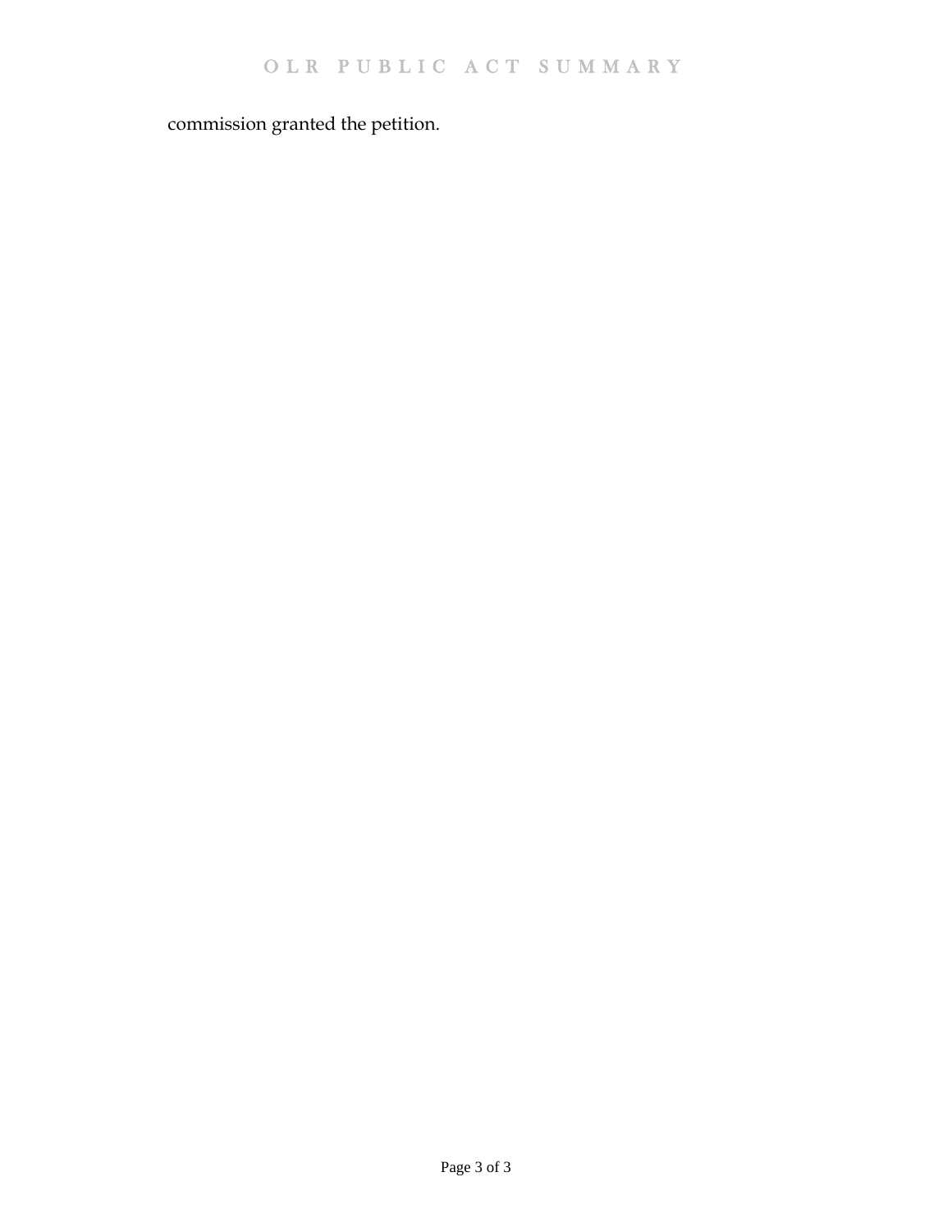commission granted the petition.